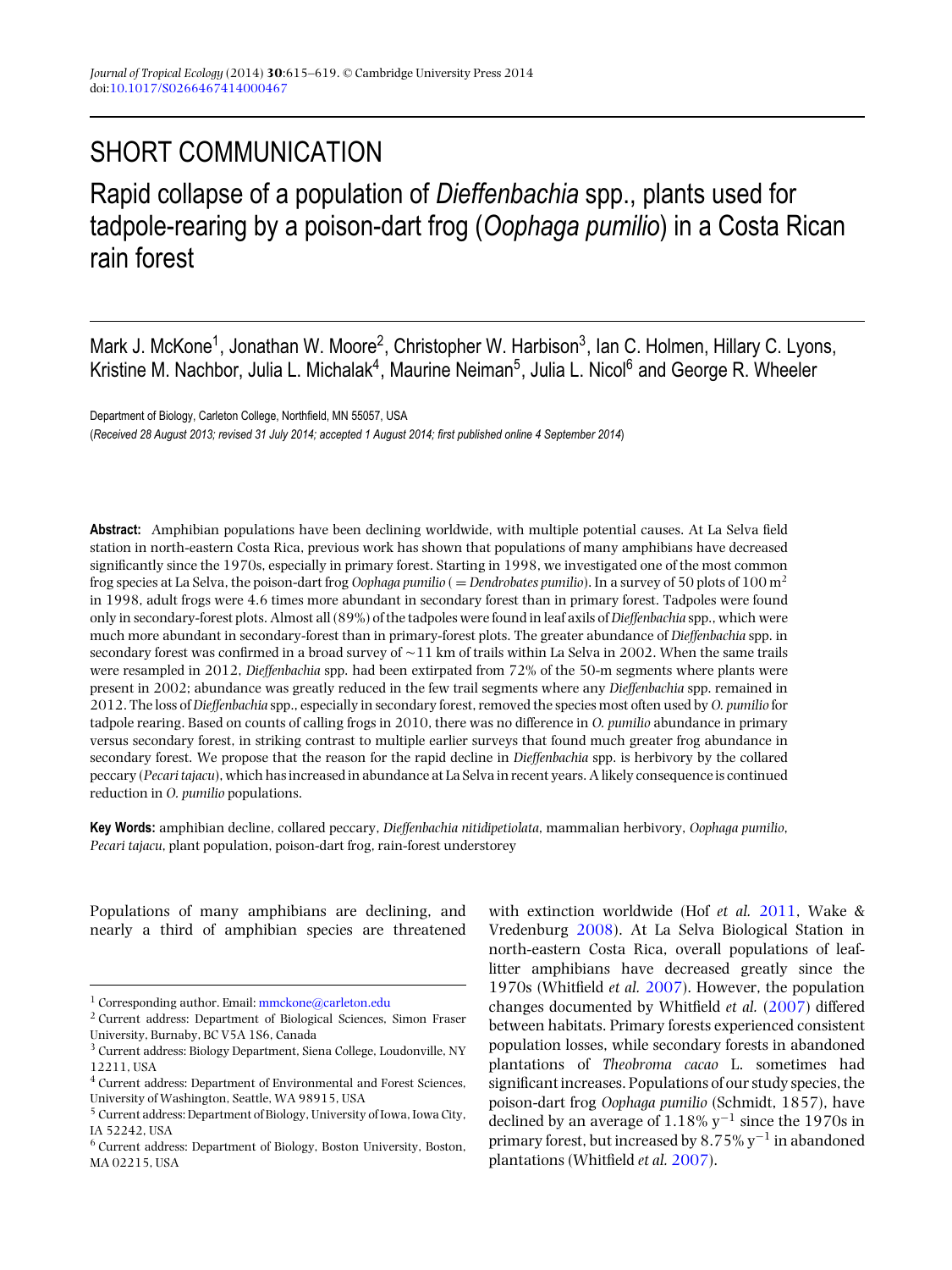## SHORT COMMUNICATION

# Rapid collapse of a population of *Dieffenbachia* spp., plants used for tadpole-rearing by a poison-dart frog (*Oophaga pumilio*) in a Costa Rican rain forest

Mark J. McKone[1], Jonathan W. Moore[2], Christopher W. Harbison[3], Ian C. Holmen, Hillary C. Lyons, Kristine M. Nachbor, Julia L. Michalak[4], Maurine Neiman[5], Julia L. Nicol[6] and George R. Wheeler

Department of Biology, Carleton College, Northfield, MN 55057, USA

(*Received 28 August 2013; revised 31 July 2014; accepted 1 August 2014; first published online 4 September 2014*)

**Abstract:** Amphibian populations have been declining worldwide, with multiple potential causes. At La Selva field station in north-eastern Costa Rica, previous work has shown that populations of many amphibians have decreased significantly since the 1970s, especially in primary forest. Starting in 1998, we investigated one of the most common frog species at La Selva, the poison-dart frog *Oophaga pumilio* (= *Dendrobates pumilio*). In a survey of 50 plots of 100 $m^2$ in 1998, adult frogs were 4.6 times more abundant in secondary forest than in primary forest. Tadpoles were found only in secondary-forest plots. Almost all (89%) of the tadpoles were found in leaf axils of *Dieffenbachia* spp., which were much more abundant in secondary-forest than in primary-forest plots. The greater abundance of *Dieffenbachia* spp. in secondary forest was confirmed in a broad survey of ~11 km of trails within La Selva in 2002. When the same trails were resampled in 2012, *Dieffenbachia* spp. had been extirpated from 72% of the 50-m segments where plants were present in 2002; abundance was greatly reduced in the few trail segments where any *Dieffenbachia* spp. remained in 2012. The loss of *Dieffenbachia* spp., especially in secondary forest, removed the species most often used by *O. pumilio* for tadpole rearing. Based on counts of calling frogs in 2010, there was no difference in *O. pumilio* abundance in primary versus secondary forest, in striking contrast to multiple earlier surveys that found much greater frog abundance in secondary forest. We propose that the reason for the rapid decline in *Dieffenbachia* spp. is herbivory by the collared peccary (*Pecari tajacu*), which has increased in abundance at La Selva in recent years. A likely consequence is continued reduction in *O. pumilio* populations.

**Key Words:** amphibian decline, collared peccary, *Dieffenbachia nitidipetiolata*, mammalian herbivory, *Oophaga pumilio*, *Pecari tajacu*, plant population, poison-dart frog, rain-forest understorey

Populations of many amphibians are declining, and nearly a third of amphibian species are threatened with extinction worldwide (Hof *et al.* 2011, Wake & Vredenburg 2008). At La Selva Biological Station in north-eastern Costa Rica, overall populations of leaf-litter amphibians have decreased greatly since the 1970s (Whitfield *et al.* 2007). However, the population changes documented by Whitfield *et al.* (2007) differed between habitats. Primary forests experienced consistent population losses, while secondary forests in abandoned plantations of *Theobroma cacao* L. sometimes had significant increases. Populations of our study species, the poison-dart frog *Oophaga pumilio* (Schmidt, 1857), have declined by an average of 1.18% $y^{-1}$ since the 1970s in primary forest, but increased by 8.75% $y^{-1}$ in abandoned plantations (Whitfield *et al.* 2007).

[1] Corresponding author. Email: mmckone@carleton.edu
[2] Current address: Department of Biological Sciences, Simon Fraser University, Burnaby, BC V5A 1S6, Canada
[3] Current address: Biology Department, Siena College, Loudonville, NY 12211, USA
[4] Current address: Department of Environmental and Forest Sciences, University of Washington, Seattle, WA 98915, USA
[5] Current address: Department of Biology, University of Iowa, Iowa City, IA 52242, USA
[6] Current address: Department of Biology, Boston University, Boston, MA 02215, USA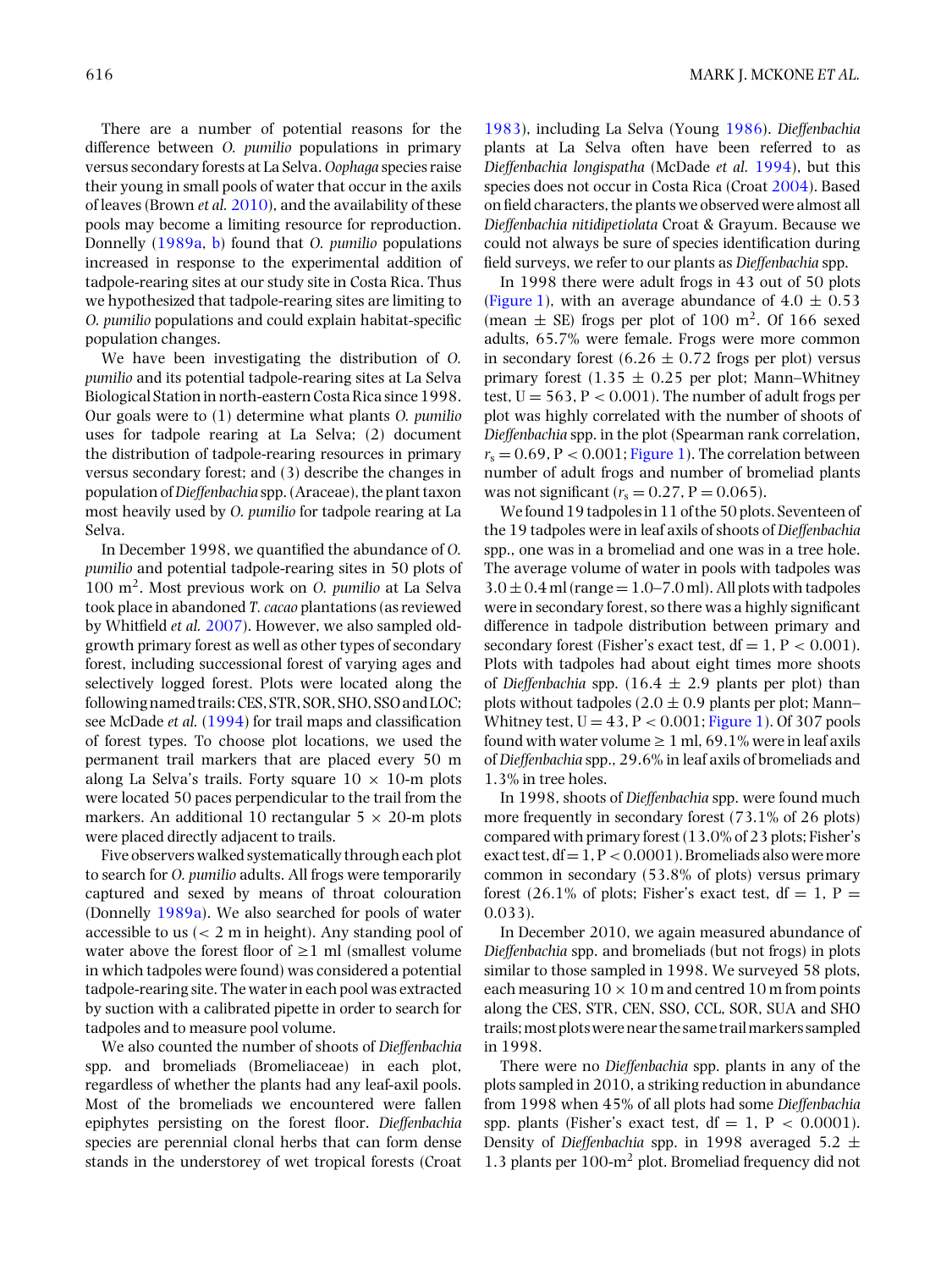There are a number of potential reasons for the difference between *O. pumilio* populations in primary versus secondary forests at La Selva. *Oophaga* species raise their young in small pools of water that occur in the axils of leaves (Brown *et al.* 2010), and the availability of these pools may become a limiting resource for reproduction. Donnelly (1989a, b) found that *O. pumilio* populations increased in response to the experimental addition of tadpole-rearing sites at our study site in Costa Rica. Thus we hypothesized that tadpole-rearing sites are limiting to *O. pumilio* populations and could explain habitat-specific population changes.

We have been investigating the distribution of *O. pumilio* and its potential tadpole-rearing sites at La Selva Biological Station in north-eastern Costa Rica since 1998. Our goals were to (1) determine what plants *O. pumilio* uses for tadpole rearing at La Selva; (2) document the distribution of tadpole-rearing resources in primary versus secondary forest; and (3) describe the changes in population of *Dieffenbachia* spp. (Araceae), the plant taxon most heavily used by *O. pumilio* for tadpole rearing at La Selva.

In December 1998, we quantified the abundance of *O. pumilio* and potential tadpole-rearing sites in 50 plots of 100 $m^2$. Most previous work on *O. pumilio* at La Selva took place in abandoned *T. cacao* plantations (as reviewed by Whitfield *et al.* 2007). However, we also sampled old-growth primary forest as well as other types of secondary forest, including successional forest of varying ages and selectively logged forest. Plots were located along the following named trails: CES, STR, SOR, SHO, SSO and LOC; see McDade *et al.* (1994) for trail maps and classification of forest types. To choose plot locations, we used the permanent trail markers that are placed every 50 m along La Selva's trails. Forty square 10 × 10-m plots were located 50 paces perpendicular to the trail from the markers. An additional 10 rectangular 5 × 20-m plots were placed directly adjacent to trails.

Five observers walked systematically through each plot to search for *O. pumilio* adults. All frogs were temporarily captured and sexed by means of throat colouration (Donnelly 1989a). We also searched for pools of water accessible to us (< 2 m in height). Any standing pool of water above the forest floor of ≥1 ml (smallest volume in which tadpoles were found) was considered a potential tadpole-rearing site. The water in each pool was extracted by suction with a calibrated pipette in order to search for tadpoles and to measure pool volume.

We also counted the number of shoots of *Dieffenbachia* spp. and bromeliads (Bromeliaceae) in each plot, regardless of whether the plants had any leaf-axil pools. Most of the bromeliads we encountered were fallen epiphytes persisting on the forest floor. *Dieffenbachia* species are perennial clonal herbs that can form dense stands in the understorey of wet tropical forests (Croat 1983), including La Selva (Young 1986). *Dieffenbachia* plants at La Selva often have been referred to as *Dieffenbachia longispatha* (McDade *et al.* 1994), but this species does not occur in Costa Rica (Croat 2004). Based on field characters, the plants we observed were almost all *Dieffenbachia nitidipetiolata* Croat & Grayum. Because we could not always be sure of species identification during field surveys, we refer to our plants as *Dieffenbachia* spp.

In 1998 there were adult frogs in 43 out of 50 plots (Figure 1), with an average abundance of 4.0 ± 0.53 (mean ± SE) frogs per plot of 100 $m^2$. Of 166 sexed adults, 65.7% were female. Frogs were more common in secondary forest (6.26 ± 0.72 frogs per plot) versus primary forest (1.35 ± 0.25 per plot; Mann–Whitney test, $U = 563$, $P < 0.001$). The number of adult frogs per plot was highly correlated with the number of shoots of *Dieffenbachia* spp. in the plot (Spearman rank correlation, $r_s = 0.69$, $P < 0.001$; Figure 1). The correlation between number of adult frogs and number of bromeliad plants was not significant ($r_s = 0.27$, $P = 0.065$).

We found 19 tadpoles in 11 of the 50 plots. Seventeen of the 19 tadpoles were in leaf axils of shoots of *Dieffenbachia* spp., one was in a bromeliad and one was in a tree hole. The average volume of water in pools with tadpoles was 3.0 ± 0.4 ml (range = 1.0–7.0 ml). All plots with tadpoles were in secondary forest, so there was a highly significant difference in tadpole distribution between primary and secondary forest (Fisher's exact test, df = 1, $P < 0.001$). Plots with tadpoles had about eight times more shoots of *Dieffenbachia* spp. (16.4 ± 2.9 plants per plot) than plots without tadpoles (2.0 ± 0.9 plants per plot; Mann–Whitney test, $U = 43$, $P < 0.001$; Figure 1). Of 307 pools found with water volume ≥ 1 ml, 69.1% were in leaf axils of *Dieffenbachia* spp., 29.6% in leaf axils of bromeliads and 1.3% in tree holes.

In 1998, shoots of *Dieffenbachia* spp. were found much more frequently in secondary forest (73.1% of 26 plots) compared with primary forest (13.0% of 23 plots; Fisher's exact test, df = 1, $P < 0.0001$). Bromeliads also were more common in secondary (53.8% of plots) versus primary forest (26.1% of plots; Fisher's exact test, df = 1, $P = 0.033$).

In December 2010, we again measured abundance of *Dieffenbachia* spp. and bromeliads (but not frogs) in plots similar to those sampled in 1998. We surveyed 58 plots, each measuring 10 × 10 m and centred 10 m from points along the CES, STR, CEN, SSO, CCL, SOR, SUA and SHO trails; most plots were near the same trail markers sampled in 1998.

There were no *Dieffenbachia* spp. plants in any of the plots sampled in 2010, a striking reduction in abundance from 1998 when 45% of all plots had some *Dieffenbachia* spp. plants (Fisher's exact test, df = 1, $P < 0.0001$). Density of *Dieffenbachia* spp. in 1998 averaged 5.2 ± 1.3 plants per 100-$m^2$ plot. Bromeliad frequency did not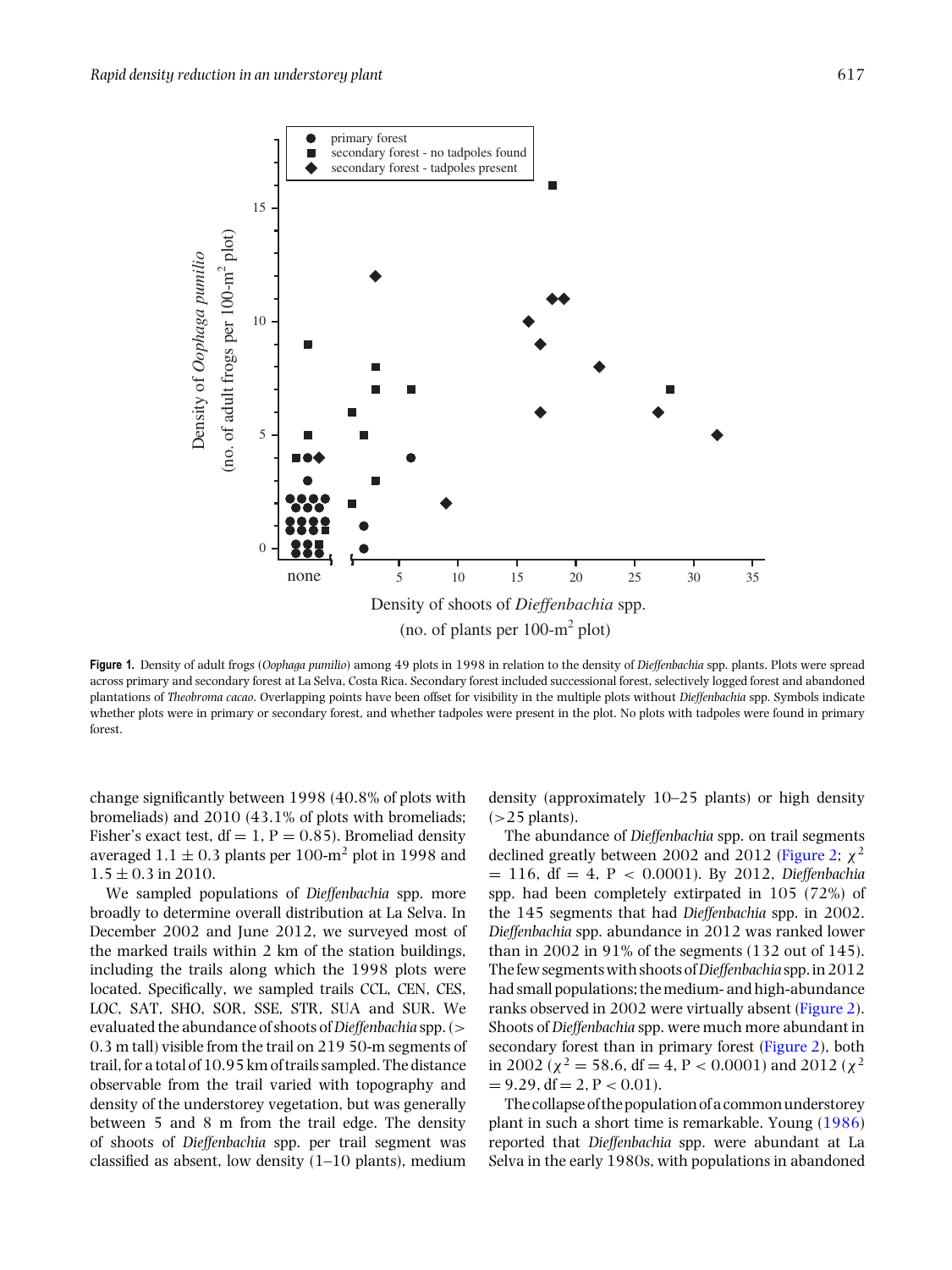**Figure 1.** Density of adult frogs (*Oophaga pumilio*) among 49 plots in 1998 in relation to the density of *Dieffenbachia* spp. plants. Plots were spread across primary and secondary forest at La Selva, Costa Rica. Secondary forest included successional forest, selectively logged forest and abandoned plantations of *Theobroma cacao*. Overlapping points have been offset for visibility in the multiple plots without *Dieffenbachia* spp. Symbols indicate whether plots were in primary or secondary forest, and whether tadpoles were present in the plot. No plots with tadpoles were found in primary forest.

change significantly between 1998 (40.8% of plots with bromeliads) and 2010 (43.1% of plots with bromeliads; Fisher's exact test, df = 1, P = 0.85). Bromeliad density averaged 1.1 ± 0.3 plants per 100-m$^2$ plot in 1998 and 1.5 ± 0.3 in 2010.

We sampled populations of *Dieffenbachia* spp. more broadly to determine overall distribution at La Selva. In December 2002 and June 2012, we surveyed most of the marked trails within 2 km of the station buildings, including the trails along which the 1998 plots were located. Specifically, we sampled trails CCL, CEN, CES, LOC, SAT, SHO, SOR, SSE, STR, SUA and SUR. We evaluated the abundance of shoots of *Dieffenbachia* spp. (> 0.3 m tall) visible from the trail on 219 50-m segments of trail, for a total of 10.95 km of trails sampled. The distance observable from the trail varied with topography and density of the understorey vegetation, but was generally between 5 and 8 m from the trail edge. The density of shoots of *Dieffenbachia* spp. per trail segment was classified as absent, low density (1–10 plants), medium density (approximately 10–25 plants) or high density (>25 plants).

The abundance of *Dieffenbachia* spp. on trail segments declined greatly between 2002 and 2012 (Figure 2; $\chi^2 = 116$, df = 4, P < 0.0001). By 2012, *Dieffenbachia* spp. had been completely extirpated in 105 (72%) of the 145 segments that had *Dieffenbachia* spp. in 2002. *Dieffenbachia* spp. abundance in 2012 was ranked lower than in 2002 in 91% of the segments (132 out of 145). The few segments with shoots of *Dieffenbachia* spp. in 2012 had small populations; the medium- and high-abundance ranks observed in 2002 were virtually absent (Figure 2). Shoots of *Dieffenbachia* spp. were much more abundant in secondary forest than in primary forest (Figure 2), both in 2002 ($\chi^2 = 58.6$, df = 4, P < 0.0001) and 2012 ($\chi^2 = 9.29$, df = 2, P < 0.01).

The collapse of the population of a common understorey plant in such a short time is remarkable. Young (1986) reported that *Dieffenbachia* spp. were abundant at La Selva in the early 1980s, with populations in abandoned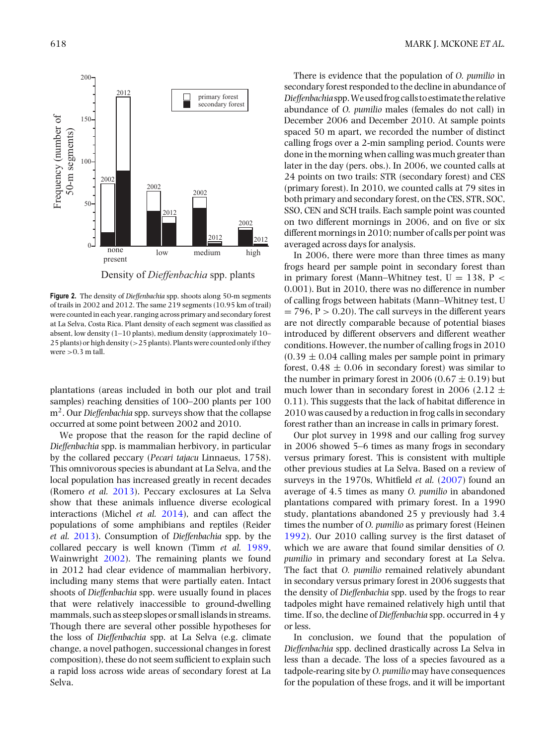Figure 2. The density of *Dieffenbachia* spp. shoots along 50-m segments of trails in 2002 and 2012. The same 219 segments (10.95 km of trail) were counted in each year, ranging across primary and secondary forest at La Selva, Costa Rica. Plant density of each segment was classified as absent, low density (1–10 plants), medium density (approximately 10–25 plants) or high density (>25 plants). Plants were counted only if they were >0.3 m tall.

plantations (areas included in both our plot and trail samples) reaching densities of 100–200 plants per 100 $m^2$. Our *Dieffenbachia* spp. surveys show that the collapse occurred at some point between 2002 and 2010.

We propose that the reason for the rapid decline of *Dieffenbachia* spp. is mammalian herbivory, in particular by the collared peccary (*Pecari tajacu* Linnaeus, 1758). This omnivorous species is abundant at La Selva, and the local population has increased greatly in recent decades (Romero *et al.* 2013). Peccary exclosures at La Selva show that these animals influence diverse ecological interactions (Michel *et al.* 2014), and can affect the populations of some amphibians and reptiles (Reider *et al.* 2013). Consumption of *Dieffenbachia* spp. by the collared peccary is well known (Timm *et al.* 1989, Wainwright 2002). The remaining plants we found in 2012 had clear evidence of mammalian herbivory, including many stems that were partially eaten. Intact shoots of *Dieffenbachia* spp. were usually found in places that were relatively inaccessible to ground-dwelling mammals, such as steep slopes or small islands in streams. Though there are several other possible hypotheses for the loss of *Dieffenbachia* spp. at La Selva (e.g. climate change, a novel pathogen, successional changes in forest composition), these do not seem sufficient to explain such a rapid loss across wide areas of secondary forest at La Selva.

There is evidence that the population of *O. pumilio* in secondary forest responded to the decline in abundance of *Dieffenbachia* spp. We used frog calls to estimate the relative abundance of *O. pumilio* males (females do not call) in December 2006 and December 2010. At sample points spaced 50 m apart, we recorded the number of distinct calling frogs over a 2-min sampling period. Counts were done in the morning when calling was much greater than later in the day (pers. obs.). In 2006, we counted calls at 24 points on two trails: STR (secondary forest) and CES (primary forest). In 2010, we counted calls at 79 sites in both primary and secondary forest, on the CES, STR, SOC, SSO, CEN and SCH trails. Each sample point was counted on two different mornings in 2006, and on five or six different mornings in 2010; number of calls per point was averaged across days for analysis.

In 2006, there were more than three times as many frogs heard per sample point in secondary forest than in primary forest (Mann–Whitney test, $U = 138$, $P < 0.001$). But in 2010, there was no difference in number of calling frogs between habitats (Mann–Whitney test, $U = 796$, $P > 0.20$). The call surveys in the different years are not directly comparable because of potential biases introduced by different observers and different weather conditions. However, the number of calling frogs in 2010 ($0.39 \pm 0.04$ calling males per sample point in primary forest, $0.48 \pm 0.06$ in secondary forest) was similar to the number in primary forest in 2006 ($0.67 \pm 0.19$) but much lower than in secondary forest in 2006 ($2.12 \pm 0.11$). This suggests that the lack of habitat difference in 2010 was caused by a reduction in frog calls in secondary forest rather than an increase in calls in primary forest.

Our plot survey in 1998 and our calling frog survey in 2006 showed 5–6 times as many frogs in secondary versus primary forest. This is consistent with multiple other previous studies at La Selva. Based on a review of surveys in the 1970s, Whitfield *et al.* (2007) found an average of 4.5 times as many *O. pumilio* in abandoned plantations compared with primary forest. In a 1990 study, plantations abandoned 25 y previously had 3.4 times the number of *O. pumilio* as primary forest (Heinen 1992). Our 2010 calling survey is the first dataset of which we are aware that found similar densities of *O. pumilio* in primary and secondary forest at La Selva. The fact that *O. pumilio* remained relatively abundant in secondary versus primary forest in 2006 suggests that the density of *Dieffenbachia* spp. used by the frogs to rear tadpoles might have remained relatively high until that time. If so, the decline of *Dieffenbachia* spp. occurred in 4 y or less.

In conclusion, we found that the population of *Dieffenbachia* spp. declined drastically across La Selva in less than a decade. The loss of a species favoured as a tadpole-rearing site by *O. pumilio* may have consequences for the population of these frogs, and it will be important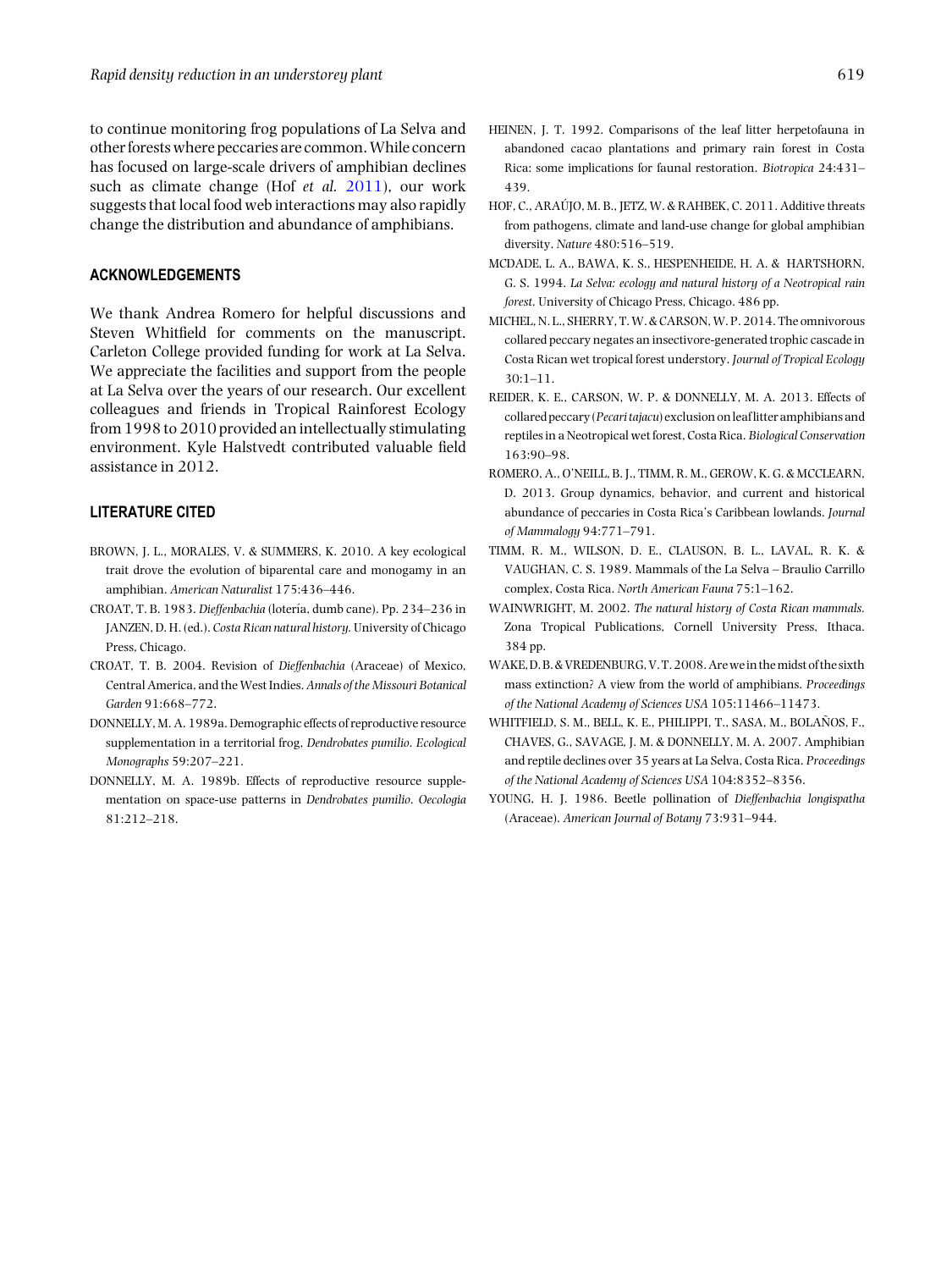to continue monitoring frog populations of La Selva and other forests where peccaries are common. While concern has focused on large-scale drivers of amphibian declines such as climate change (Hof *et al.* 2011), our work suggests that local food web interactions may also rapidly change the distribution and abundance of amphibians.

## ACKNOWLEDGEMENTS

We thank Andrea Romero for helpful discussions and Steven Whitfield for comments on the manuscript. Carleton College provided funding for work at La Selva. We appreciate the facilities and support from the people at La Selva over the years of our research. Our excellent colleagues and friends in Tropical Rainforest Ecology from 1998 to 2010 provided an intellectually stimulating environment. Kyle Halstvedt contributed valuable field assistance in 2012.

## LITERATURE CITED

BROWN, J. L., MORALES, V. & SUMMERS, K. 2010. A key ecological trait drove the evolution of biparental care and monogamy in an amphibian. *American Naturalist* 175:436–446.

CROAT, T. B. 1983. *Dieffenbachia* (lotería, dumb cane). Pp. 234–236 in JANZEN, D. H. (ed.). *Costa Rican natural history.* University of Chicago Press, Chicago.

CROAT, T. B. 2004. Revision of *Dieffenbachia* (Araceae) of Mexico, Central America, and the West Indies. *Annals of the Missouri Botanical Garden* 91:668–772.

DONNELLY, M. A. 1989a. Demographic effects of reproductive resource supplementation in a territorial frog, *Dendrobates pumilio*. *Ecological Monographs* 59:207–221.

DONNELLY, M. A. 1989b. Effects of reproductive resource supplementation on space-use patterns in *Dendrobates pumilio*. *Oecologia* 81:212–218.

HEINEN, J. T. 1992. Comparisons of the leaf litter herpetofauna in abandoned cacao plantations and primary rain forest in Costa Rica: some implications for faunal restoration. *Biotropica* 24:431–439.

HOF, C., ARAÚJO, M. B., JETZ, W. & RAHBEK, C. 2011. Additive threats from pathogens, climate and land-use change for global amphibian diversity. *Nature* 480:516–519.

MCDADE, L. A., BAWA, K. S., HESPENHEIDE, H. A. & HARTSHORN, G. S. 1994. *La Selva: ecology and natural history of a Neotropical rain forest*. University of Chicago Press, Chicago. 486 pp.

MICHEL, N. L., SHERRY, T. W. & CARSON, W. P. 2014. The omnivorous collared peccary negates an insectivore-generated trophic cascade in Costa Rican wet tropical forest understory. *Journal of Tropical Ecology* 30:1–11.

REIDER, K. E., CARSON, W. P. & DONNELLY, M. A. 2013. Effects of collared peccary (*Pecari tajacu*) exclusion on leaf litter amphibians and reptiles in a Neotropical wet forest, Costa Rica. *Biological Conservation* 163:90–98.

ROMERO, A., O'NEILL, B. J., TIMM, R. M., GEROW, K. G. & MCCLEARN, D. 2013. Group dynamics, behavior, and current and historical abundance of peccaries in Costa Rica's Caribbean lowlands. *Journal of Mammalogy* 94:771–791.

TIMM, R. M., WILSON, D. E., CLAUSON, B. L., LAVAL, R. K. & VAUGHAN, C. S. 1989. Mammals of the La Selva – Braulio Carrillo complex, Costa Rica. *North American Fauna* 75:1–162.

WAINWRIGHT, M. 2002. *The natural history of Costa Rican mammals.* Zona Tropical Publications, Cornell University Press, Ithaca. 384 pp.

WAKE, D. B. & VREDENBURG, V. T. 2008. Are we in the midst of the sixth mass extinction? A view from the world of amphibians. *Proceedings of the National Academy of Sciences USA* 105:11466–11473.

WHITFIELD, S. M., BELL, K. E., PHILIPPI, T., SASA, M., BOLAÑOS, F., CHAVES, G., SAVAGE, J. M. & DONNELLY, M. A. 2007. Amphibian and reptile declines over 35 years at La Selva, Costa Rica. *Proceedings of the National Academy of Sciences USA* 104:8352–8356.

YOUNG, H. J. 1986. Beetle pollination of *Dieffenbachia longispatha* (Araceae). *American Journal of Botany* 73:931–944.